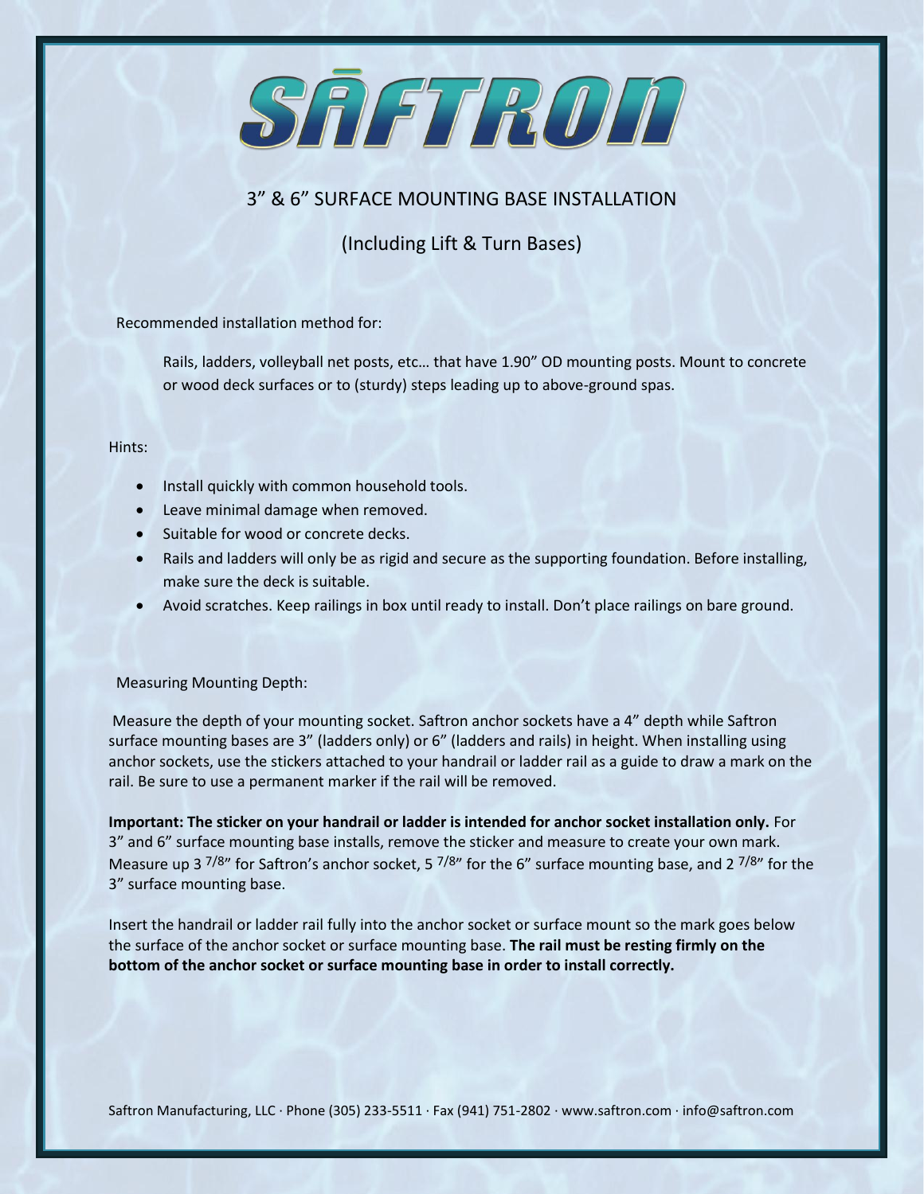# SĀFTRON

## 3” & 6” SURFACE MOUNTING BASE INSTALLATION

## (Including Lift & Turn Bases)

Recommended installation method for:

Rails, ladders, volleyball net posts, etc… that have 1.90” OD mounting posts. Mount to concrete or wood deck surfaces or to (sturdy) steps leading up to above-ground spas.

Hints:

- Install quickly with common household tools.
- Leave minimal damage when removed.
- Suitable for wood or concrete decks.
- Rails and ladders will only be as rigid and secure as the supporting foundation. Before installing, make sure the deck is suitable.
- Avoid scratches. Keep railings in box until ready to install. Don’t place railings on bare ground.

Measuring Mounting Depth:

Measure the depth of your mounting socket. Saftron anchor sockets have a 4” depth while Saftron surface mounting bases are 3” (ladders only) or 6” (ladders and rails) in height. When installing using anchor sockets, use the stickers attached to your handrail or ladder rail as a guide to draw a mark on the rail. Be sure to use a permanent marker if the rail will be removed.

**Important: The sticker on your handrail or ladder is intended for anchor socket installation only.** For 3” and 6” surface mounting base installs, remove the sticker and measure to create your own mark. Measure up 3 7/8” for Saftron’s anchor socket, 5 7/8” for the 6” surface mounting base, and 2 7/8” for the 3” surface mounting base.

Insert the handrail or ladder rail fully into the anchor socket or surface mount so the mark goes below the surface of the anchor socket or surface mounting base. **The rail must be resting firmly on the bottom of the anchor socket or surface mounting base in order to install correctly.**

Saftron Manufacturing, LLC · Phone (305) 233-5511 · Fax (941) 751-2802 · www.saftron.com · info@saftron.com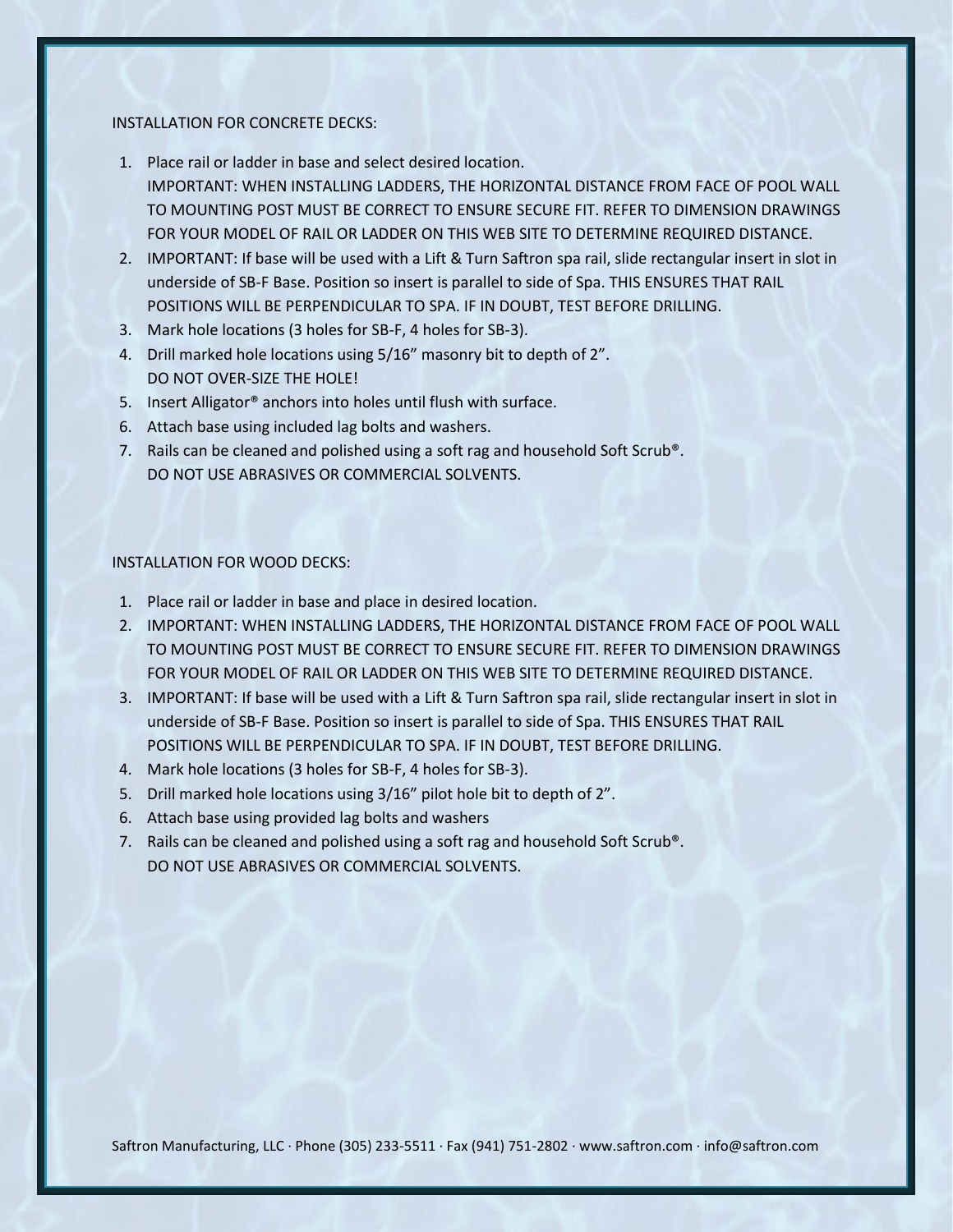## INSTALLATION FOR CONCRETE DECKS:

1. Place rail or ladder in base and select desired location.
   IMPORTANT: WHEN INSTALLING LADDERS, THE HORIZONTAL DISTANCE FROM FACE OF POOL WALL TO MOUNTING POST MUST BE CORRECT TO ENSURE SECURE FIT. REFER TO DIMENSION DRAWINGS FOR YOUR MODEL OF RAIL OR LADDER ON THIS WEB SITE TO DETERMINE REQUIRED DISTANCE.
2. IMPORTANT: If base will be used with a Lift & Turn Saftron spa rail, slide rectangular insert in slot in underside of SB-F Base. Position so insert is parallel to side of Spa. THIS ENSURES THAT RAIL POSITIONS WILL BE PERPENDICULAR TO SPA. IF IN DOUBT, TEST BEFORE DRILLING.
3. Mark hole locations (3 holes for SB-F, 4 holes for SB-3).
4. Drill marked hole locations using 5/16" masonry bit to depth of 2".
   DO NOT OVER-SIZE THE HOLE!
5. Insert Alligator® anchors into holes until flush with surface.
6. Attach base using included lag bolts and washers.
7. Rails can be cleaned and polished using a soft rag and household Soft Scrub®.
   DO NOT USE ABRASIVES OR COMMERCIAL SOLVENTS.

## INSTALLATION FOR WOOD DECKS:

1. Place rail or ladder in base and place in desired location.
2. IMPORTANT: WHEN INSTALLING LADDERS, THE HORIZONTAL DISTANCE FROM FACE OF POOL WALL TO MOUNTING POST MUST BE CORRECT TO ENSURE SECURE FIT. REFER TO DIMENSION DRAWINGS FOR YOUR MODEL OF RAIL OR LADDER ON THIS WEB SITE TO DETERMINE REQUIRED DISTANCE.
3. IMPORTANT: If base will be used with a Lift & Turn Saftron spa rail, slide rectangular insert in slot in underside of SB-F Base. Position so insert is parallel to side of Spa. THIS ENSURES THAT RAIL POSITIONS WILL BE PERPENDICULAR TO SPA. IF IN DOUBT, TEST BEFORE DRILLING.
4. Mark hole locations (3 holes for SB-F, 4 holes for SB-3).
5. Drill marked hole locations using 3/16" pilot hole bit to depth of 2".
6. Attach base using provided lag bolts and washers
7. Rails can be cleaned and polished using a soft rag and household Soft Scrub®.
   DO NOT USE ABRASIVES OR COMMERCIAL SOLVENTS.

Saftron Manufacturing, LLC · Phone (305) 233-5511 · Fax (941) 751-2802 · www.saftron.com · info@saftron.com